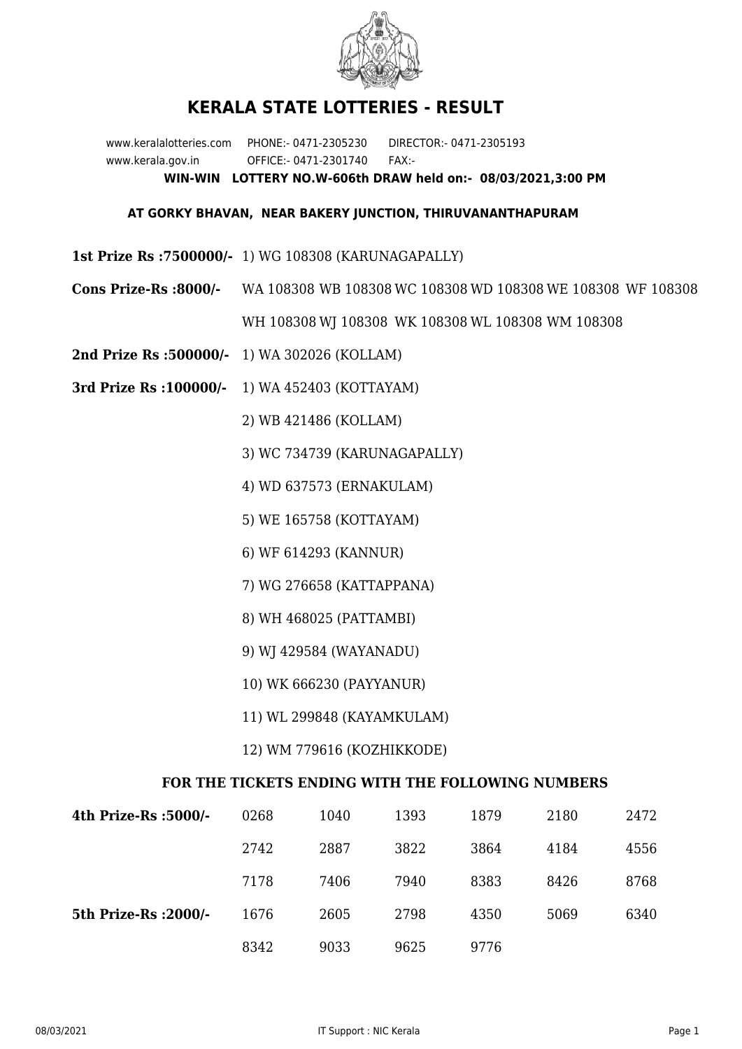# KERALA STATE LOTTERIES - RESULT

www.keralalotteries.com PHONE:- 0471-2305230 DIRECTOR:- 0471-2305193

www.kerala.gov.in OFFICE:- 0471-2301740 FAX:-

**WIN-WIN LOTTERY NO.W-606th DRAW held on:- 08/03/2021,3:00 PM**

**AT GORKY BHAVAN, NEAR BAKERY JUNCTION, THIRUVANANTHAPURAM**

**1st Prize Rs :7500000/-** 1) WG 108308 (KARUNAGAPALLY)

**Cons Prize-Rs :8000/-** WA 108308 WB 108308 WC 108308 WD 108308 WE 108308 WF 108308 WH 108308 WJ 108308 WK 108308 WL 108308 WM 108308

**2nd Prize Rs :500000/-** 1) WA 302026 (KOLLAM)

**3rd Prize Rs :100000/-**
1) WA 452403 (KOTTAYAM)
2) WB 421486 (KOLLAM)
3) WC 734739 (KARUNAGAPALLY)
4) WD 637573 (ERNAKULAM)
5) WE 165758 (KOTTAYAM)
6) WF 614293 (KANNUR)
7) WG 276658 (KATTAPPANA)
8) WH 468025 (PATTAMBI)
9) WJ 429584 (WAYANADU)
10) WK 666230 (PAYYANUR)
11) WL 299848 (KAYAMKULAM)
12) WM 779616 (KOZHIKKODE)

**FOR THE TICKETS ENDING WITH THE FOLLOWING NUMBERS**

| | | | | | | |
|---|---|---|---|---|---|---|
| **4th Prize-Rs :5000/-** | 0268 | 1040 | 1393 | 1879 | 2180 | 2472 |
| | 2742 | 2887 | 3822 | 3864 | 4184 | 4556 |
| | 7178 | 7406 | 7940 | 8383 | 8426 | 8768 |
| **5th Prize-Rs :2000/-** | 1676 | 2605 | 2798 | 4350 | 5069 | 6340 |
| | 8342 | 9033 | 9625 | 9776 | | |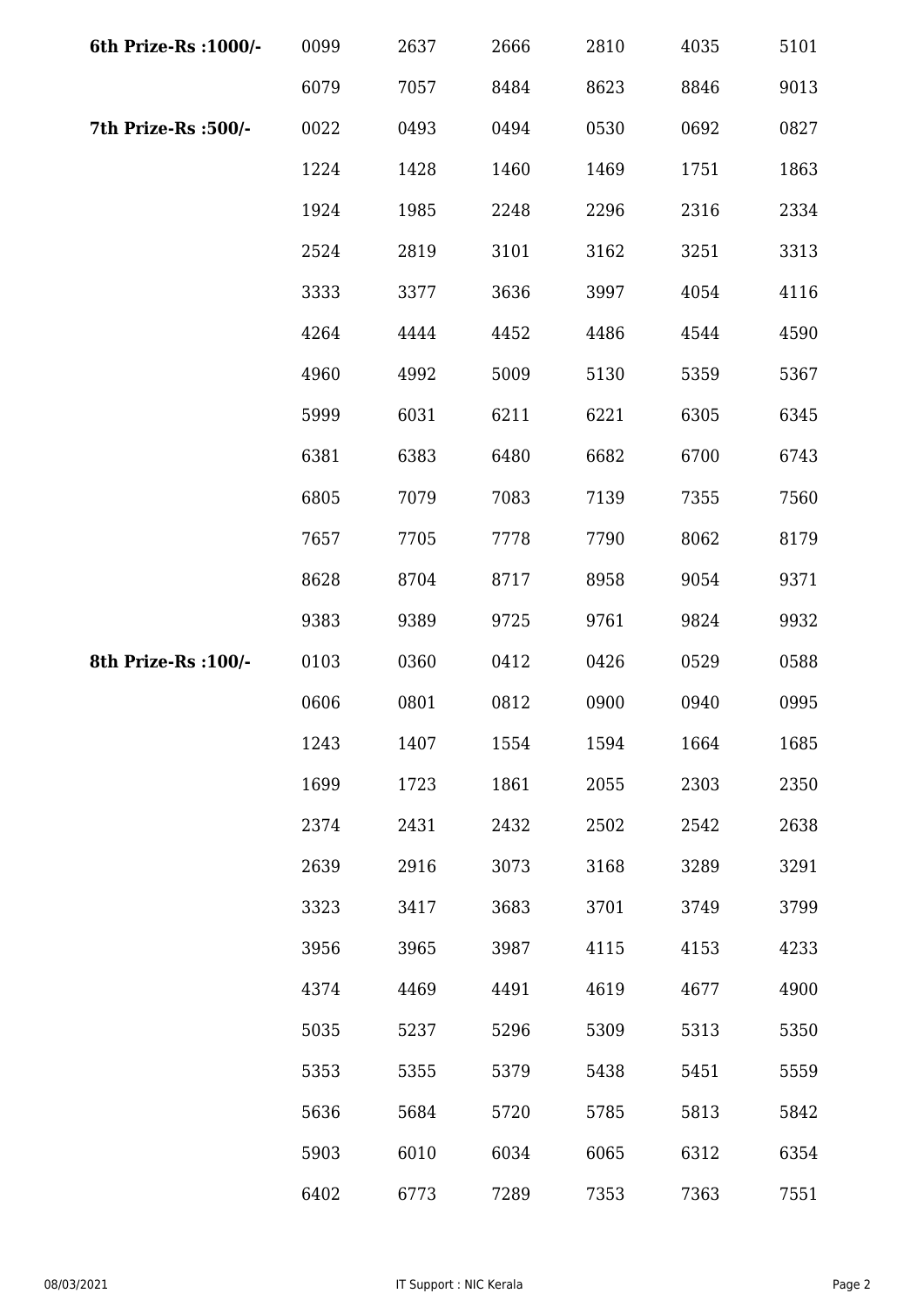| | | | | | | |
|---|---|---|---|---|---|---|
| **6th Prize-Rs :1000/-** | 0099 | 2637 | 2666 | 2810 | 4035 | 5101 |
| | 6079 | 7057 | 8484 | 8623 | 8846 | 9013 |
| **7th Prize-Rs :500/-** | 0022 | 0493 | 0494 | 0530 | 0692 | 0827 |
| | 1224 | 1428 | 1460 | 1469 | 1751 | 1863 |
| | 1924 | 1985 | 2248 | 2296 | 2316 | 2334 |
| | 2524 | 2819 | 3101 | 3162 | 3251 | 3313 |
| | 3333 | 3377 | 3636 | 3997 | 4054 | 4116 |
| | 4264 | 4444 | 4452 | 4486 | 4544 | 4590 |
| | 4960 | 4992 | 5009 | 5130 | 5359 | 5367 |
| | 5999 | 6031 | 6211 | 6221 | 6305 | 6345 |
| | 6381 | 6383 | 6480 | 6682 | 6700 | 6743 |
| | 6805 | 7079 | 7083 | 7139 | 7355 | 7560 |
| | 7657 | 7705 | 7778 | 7790 | 8062 | 8179 |
| | 8628 | 8704 | 8717 | 8958 | 9054 | 9371 |
| | 9383 | 9389 | 9725 | 9761 | 9824 | 9932 |
| **8th Prize-Rs :100/-** | 0103 | 0360 | 0412 | 0426 | 0529 | 0588 |
| | 0606 | 0801 | 0812 | 0900 | 0940 | 0995 |
| | 1243 | 1407 | 1554 | 1594 | 1664 | 1685 |
| | 1699 | 1723 | 1861 | 2055 | 2303 | 2350 |
| | 2374 | 2431 | 2432 | 2502 | 2542 | 2638 |
| | 2639 | 2916 | 3073 | 3168 | 3289 | 3291 |
| | 3323 | 3417 | 3683 | 3701 | 3749 | 3799 |
| | 3956 | 3965 | 3987 | 4115 | 4153 | 4233 |
| | 4374 | 4469 | 4491 | 4619 | 4677 | 4900 |
| | 5035 | 5237 | 5296 | 5309 | 5313 | 5350 |
| | 5353 | 5355 | 5379 | 5438 | 5451 | 5559 |
| | 5636 | 5684 | 5720 | 5785 | 5813 | 5842 |
| | 5903 | 6010 | 6034 | 6065 | 6312 | 6354 |
| | 6402 | 6773 | 7289 | 7353 | 7363 | 7551 |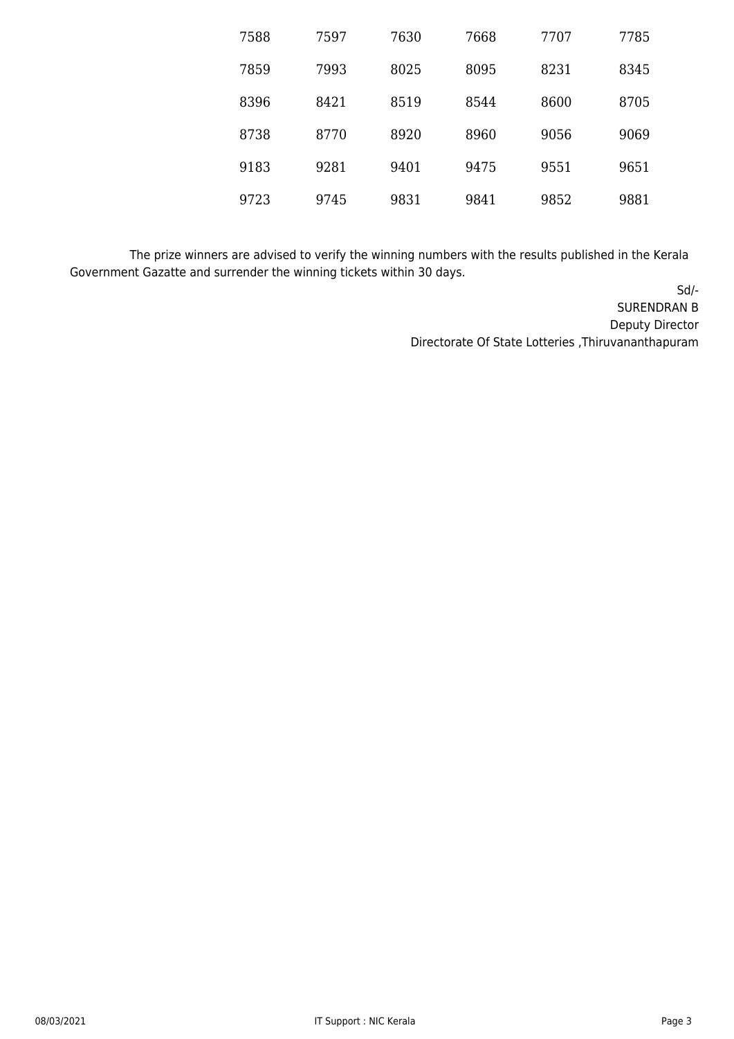| | | | | | |
|---|---|---|---|---|---|
| 7588 | 7597 | 7630 | 7668 | 7707 | 7785 |
| 7859 | 7993 | 8025 | 8095 | 8231 | 8345 |
| 8396 | 8421 | 8519 | 8544 | 8600 | 8705 |
| 8738 | 8770 | 8920 | 8960 | 9056 | 9069 |
| 9183 | 9281 | 9401 | 9475 | 9551 | 9651 |
| 9723 | 9745 | 9831 | 9841 | 9852 | 9881 |

The prize winners are advised to verify the winning numbers with the results published in the Kerala Government Gazatte and surrender the winning tickets within 30 days.

Sd/-

SURENDRAN B

Deputy Director

Directorate Of State Lotteries ,Thiruvananthapuram